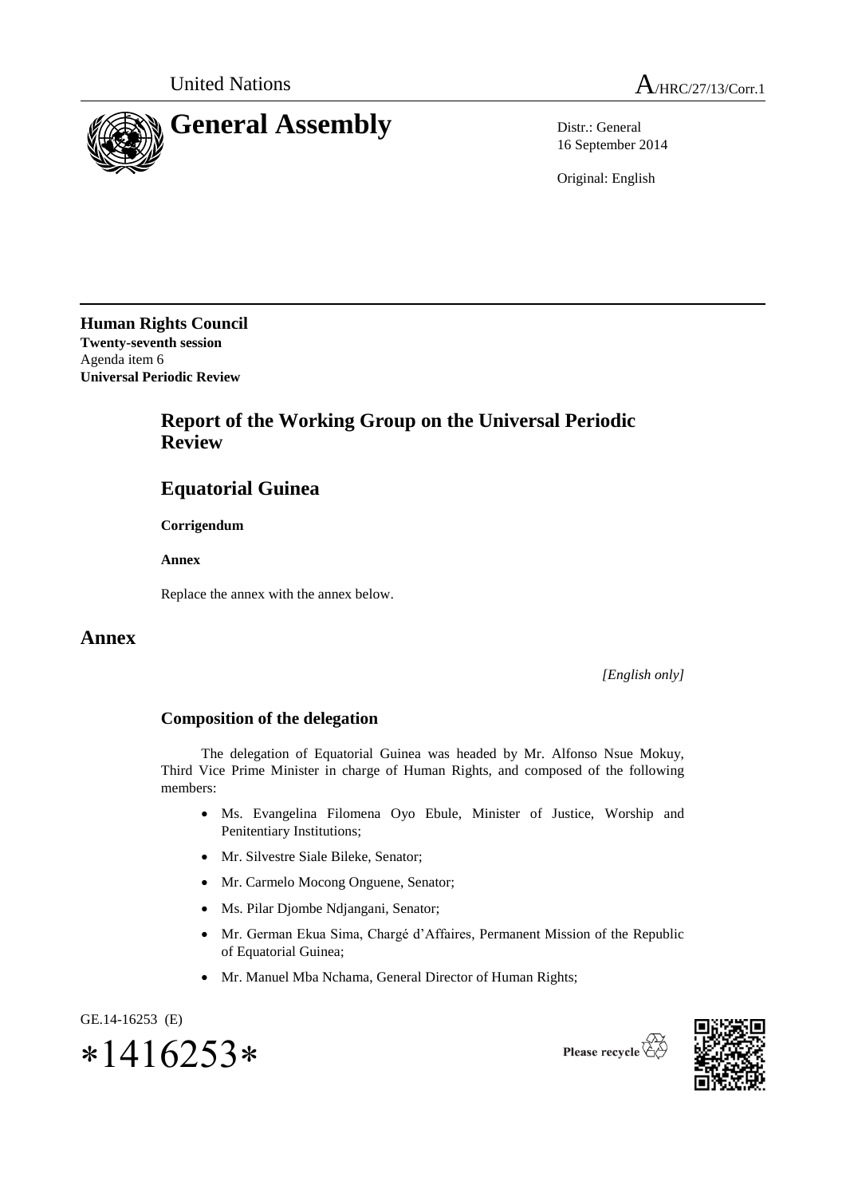United Nations A/HRC/27/13/Corr.1

# General Assembly

Distr.: General
16 September 2014

Original: English

**Human Rights Council**
**Twenty-seventh session**
Agenda item 6
**Universal Periodic Review**

## Report of the Working Group on the Universal Periodic Review

## Equatorial Guinea

**Corrigendum**

**Annex**

Replace the annex with the annex below.

# Annex

*[English only]*

### Composition of the delegation

The delegation of Equatorial Guinea was headed by Mr. Alfonso Nsue Mokuy, Third Vice Prime Minister in charge of Human Rights, and composed of the following members:

- Ms. Evangelina Filomena Oyo Ebule, Minister of Justice, Worship and Penitentiary Institutions;
- Mr. Silvestre Siale Bileke, Senator;
- Mr. Carmelo Mocong Onguene, Senator;
- Ms. Pilar Djombe Ndjangani, Senator;
- Mr. German Ekua Sima, Chargé d'Affaires, Permanent Mission of the Republic of Equatorial Guinea;
- Mr. Manuel Mba Nchama, General Director of Human Rights;

GE.14-16253 (E)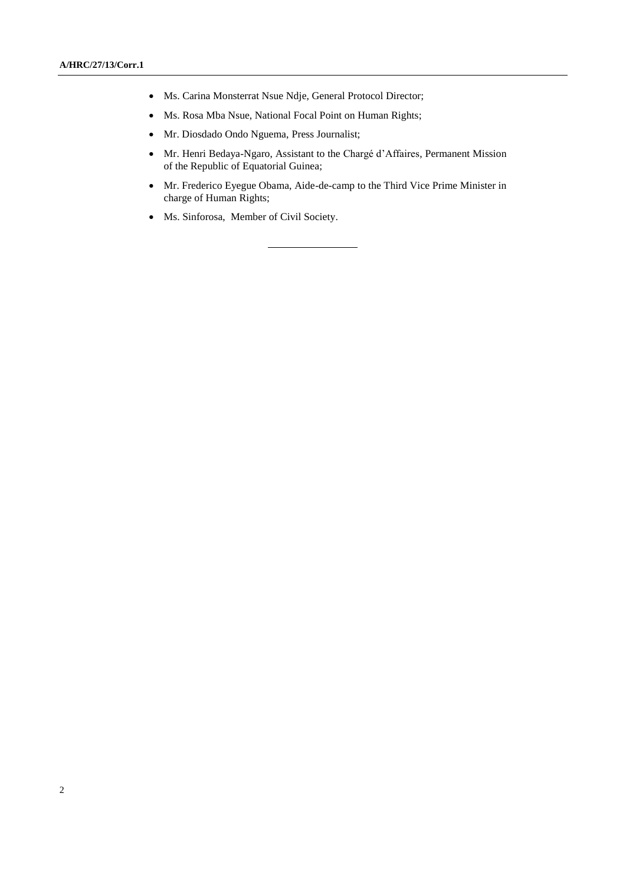- Ms. Carina Monsterrat Nsue Ndje, General Protocol Director;
- Ms. Rosa Mba Nsue, National Focal Point on Human Rights;
- Mr. Diosdado Ondo Nguema, Press Journalist;
- Mr. Henri Bedaya-Ngaro, Assistant to the Chargé d'Affaires, Permanent Mission of the Republic of Equatorial Guinea;
- Mr. Frederico Eyegue Obama, Aide-de-camp to the Third Vice Prime Minister in charge of Human Rights;
- Ms. Sinforosa, Member of Civil Society.